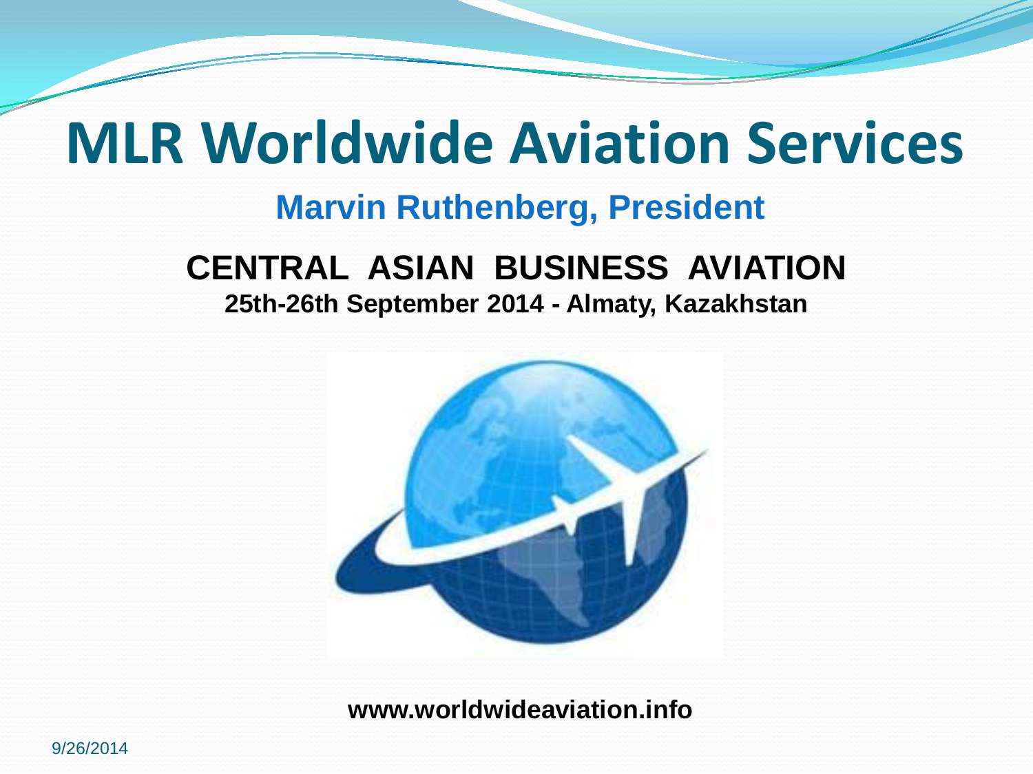# MLR Worldwide Aviation Services

## Marvin Ruthenberg, President

### CENTRAL ASIAN BUSINESS AVIATION

**25th-26th September 2014 - Almaty, Kazakhstan**

**www.worldwideaviation.info**

9/26/2014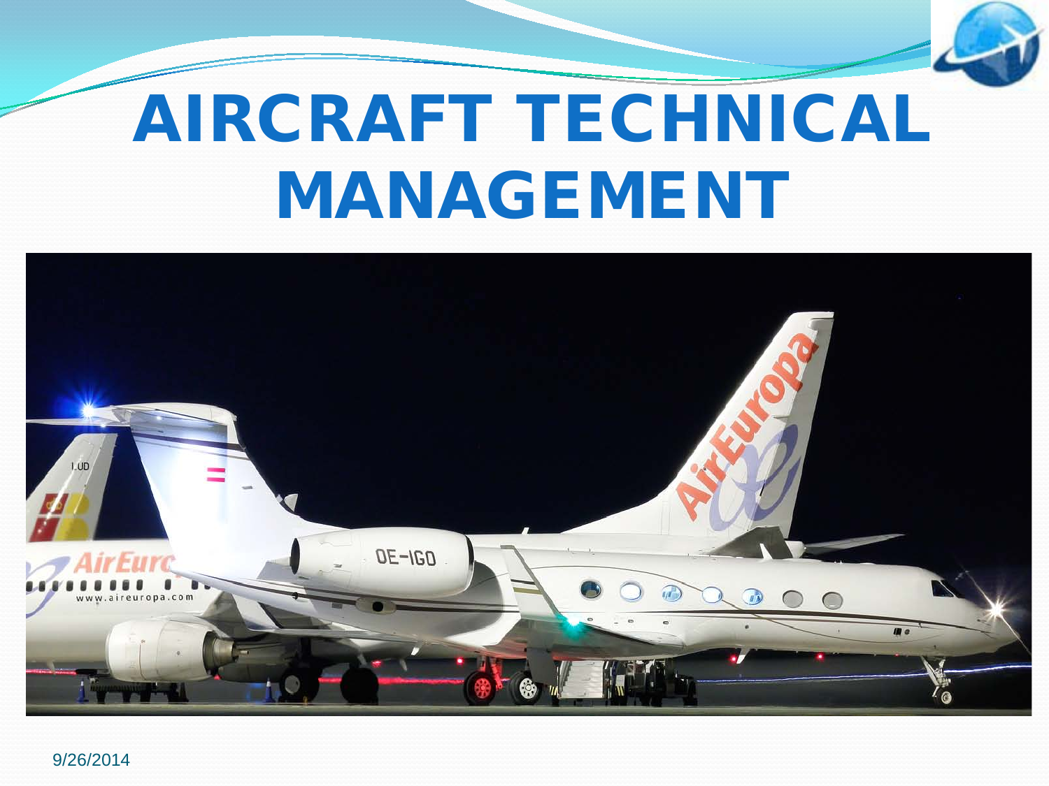# AIRCRAFT TECHNICAL MANAGEMENT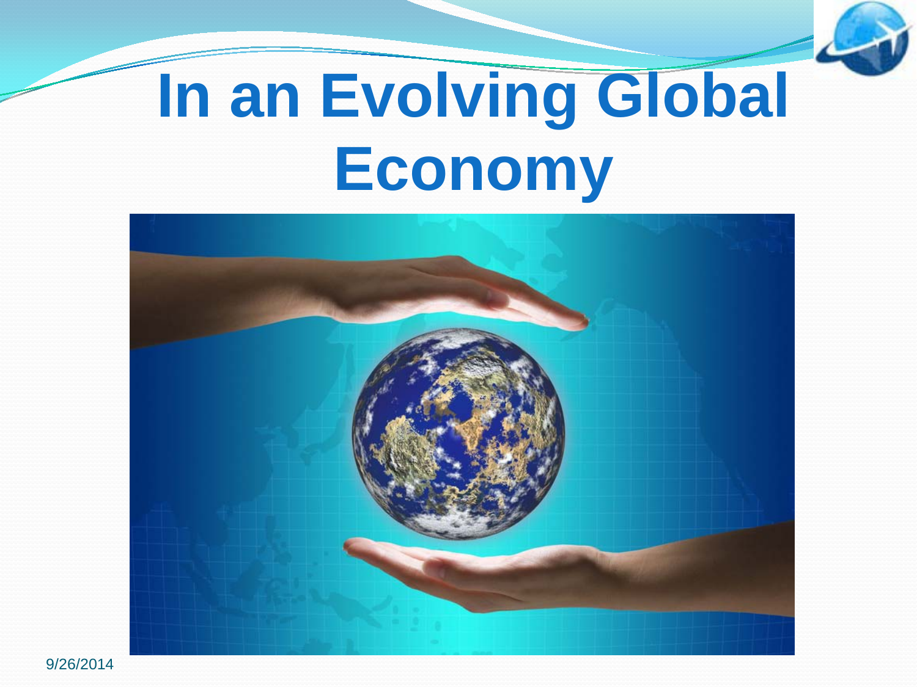# In an Evolving Global Economy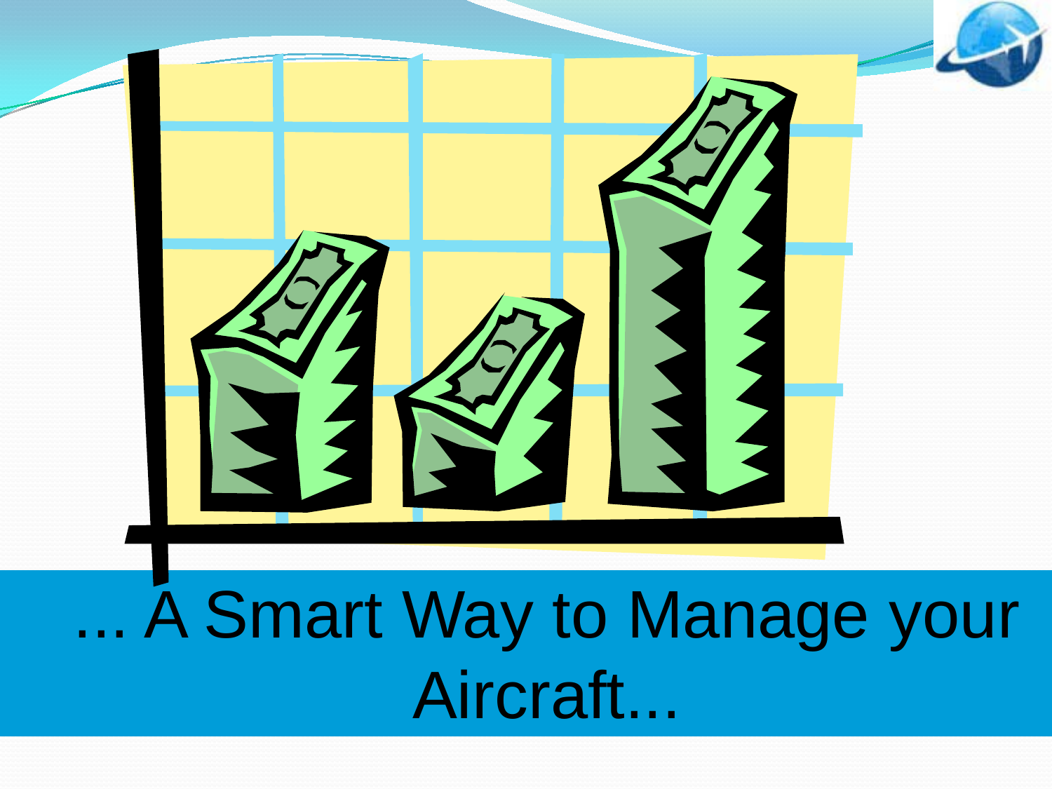... A Smart Way to Manage your Aircraft...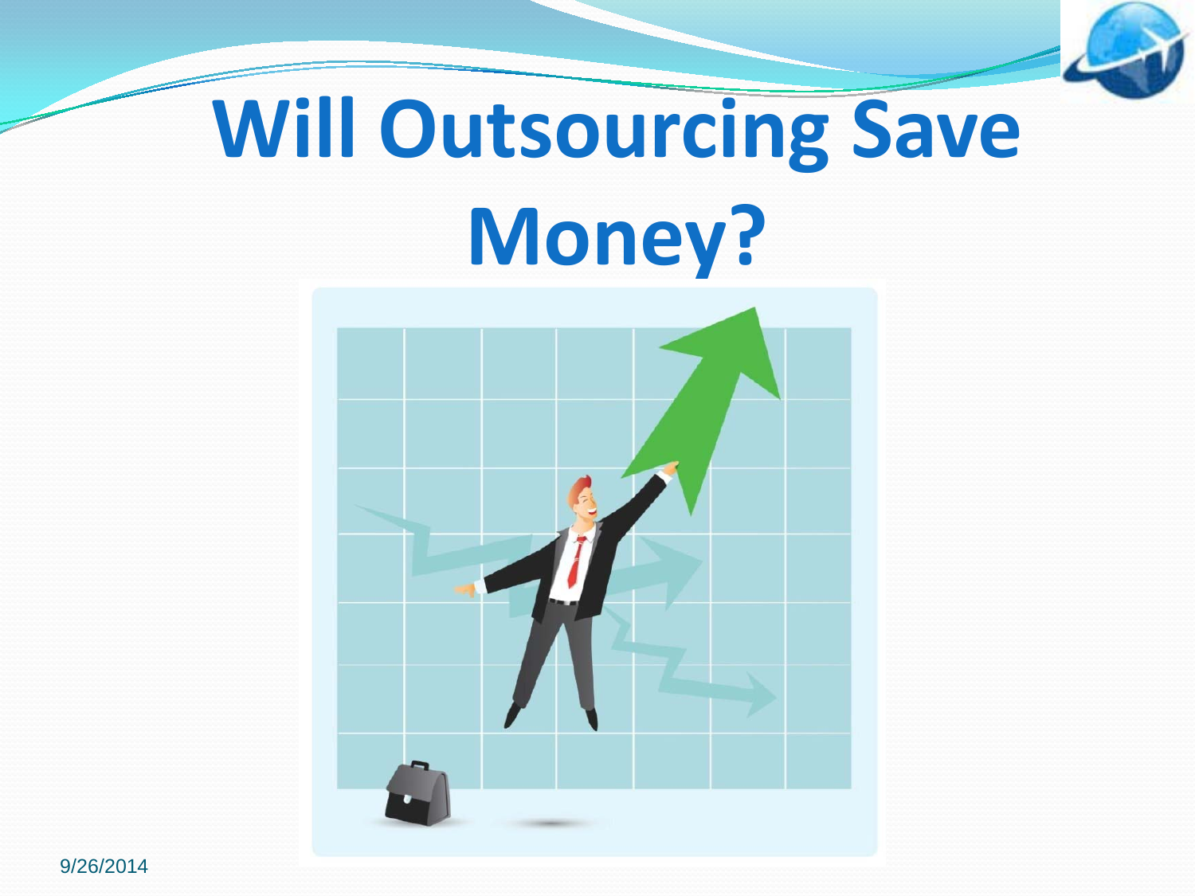# Will Outsourcing Save Money?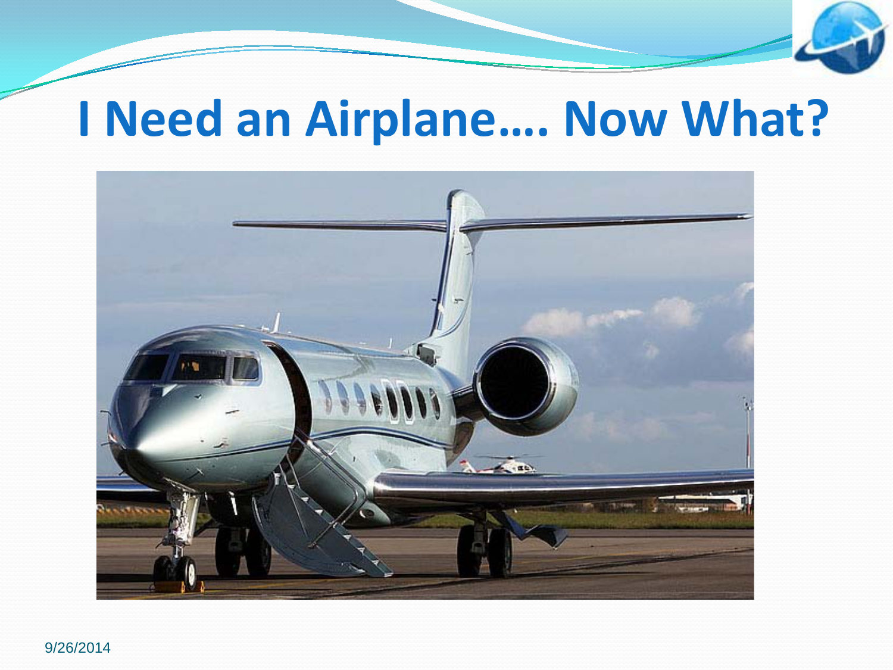# I Need an Airplane…. Now What?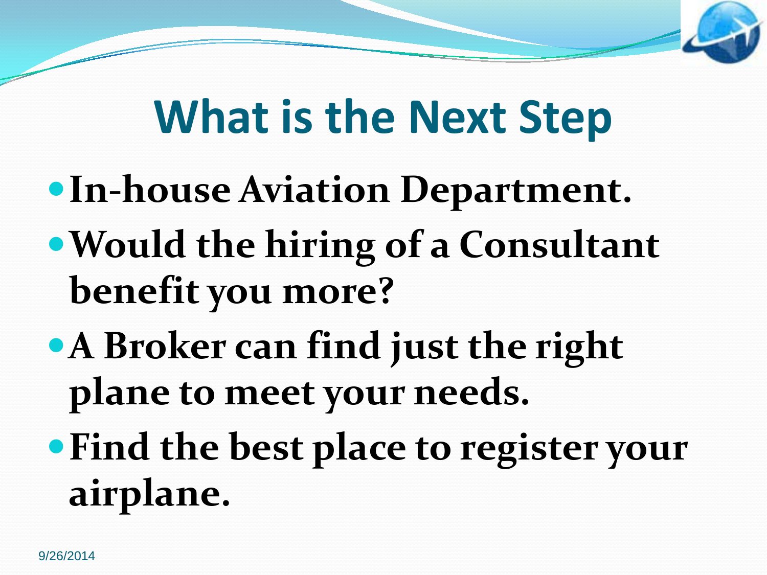# What is the Next Step

- **In-house Aviation Department.**
- **Would the hiring of a Consultant benefit you more?**
- **A Broker can find just the right plane to meet your needs.**
- **Find the best place to register your airplane.**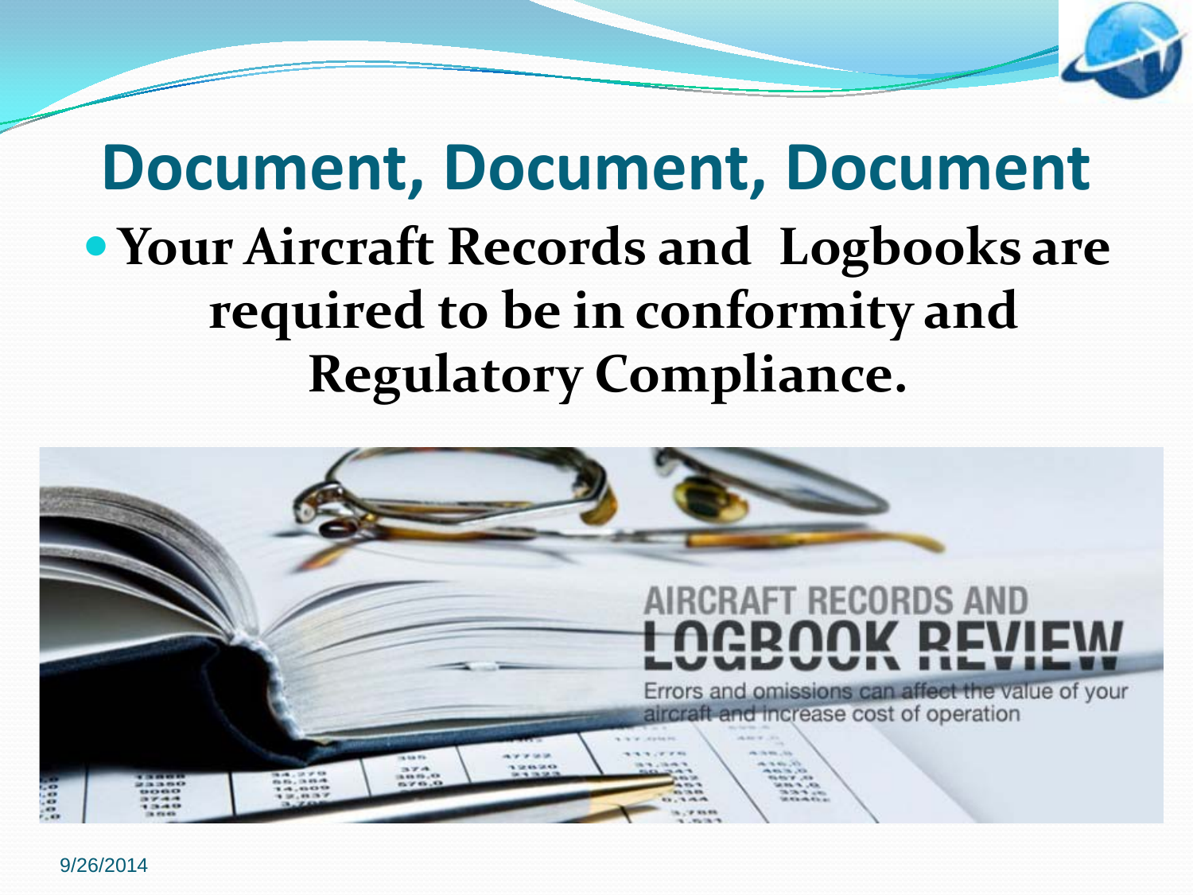# Document, Document, Document

- **Your Aircraft Records and Logbooks are required to be in conformity and Regulatory Compliance.**

AIRCRAFT RECORDS AND LOGBOOK REVIEW

Errors and omissions can affect the value of your aircraft and increase cost of operation

9/26/2014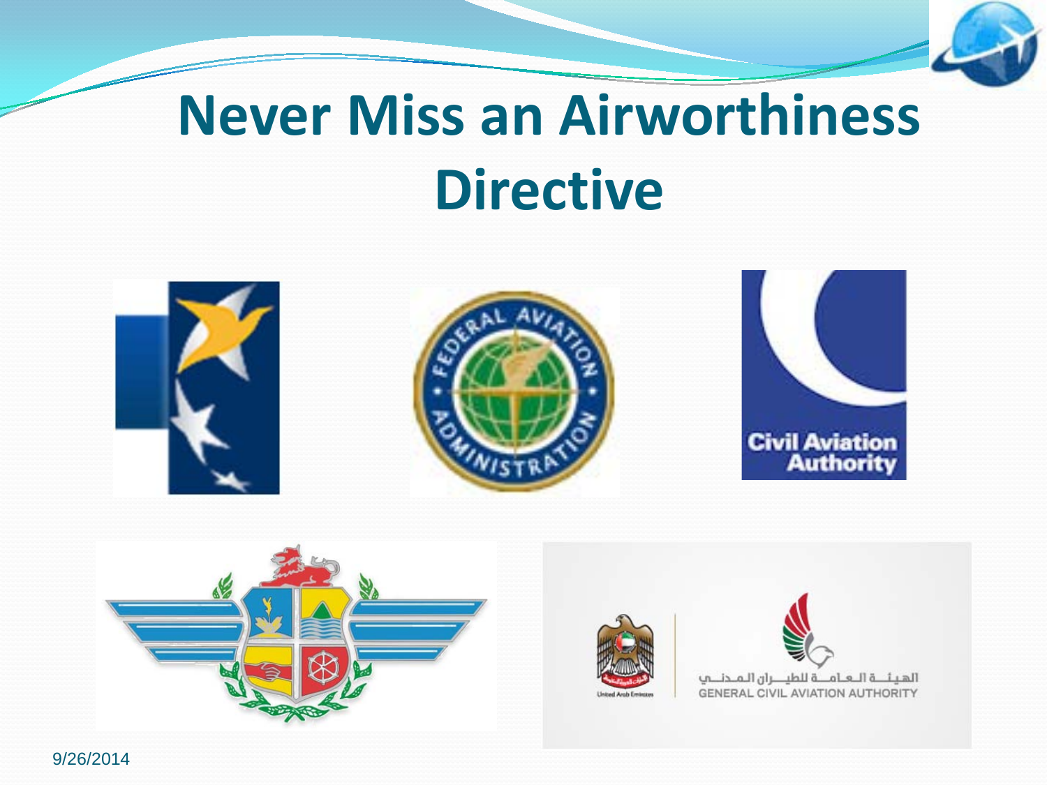# Never Miss an Airworthiness Directive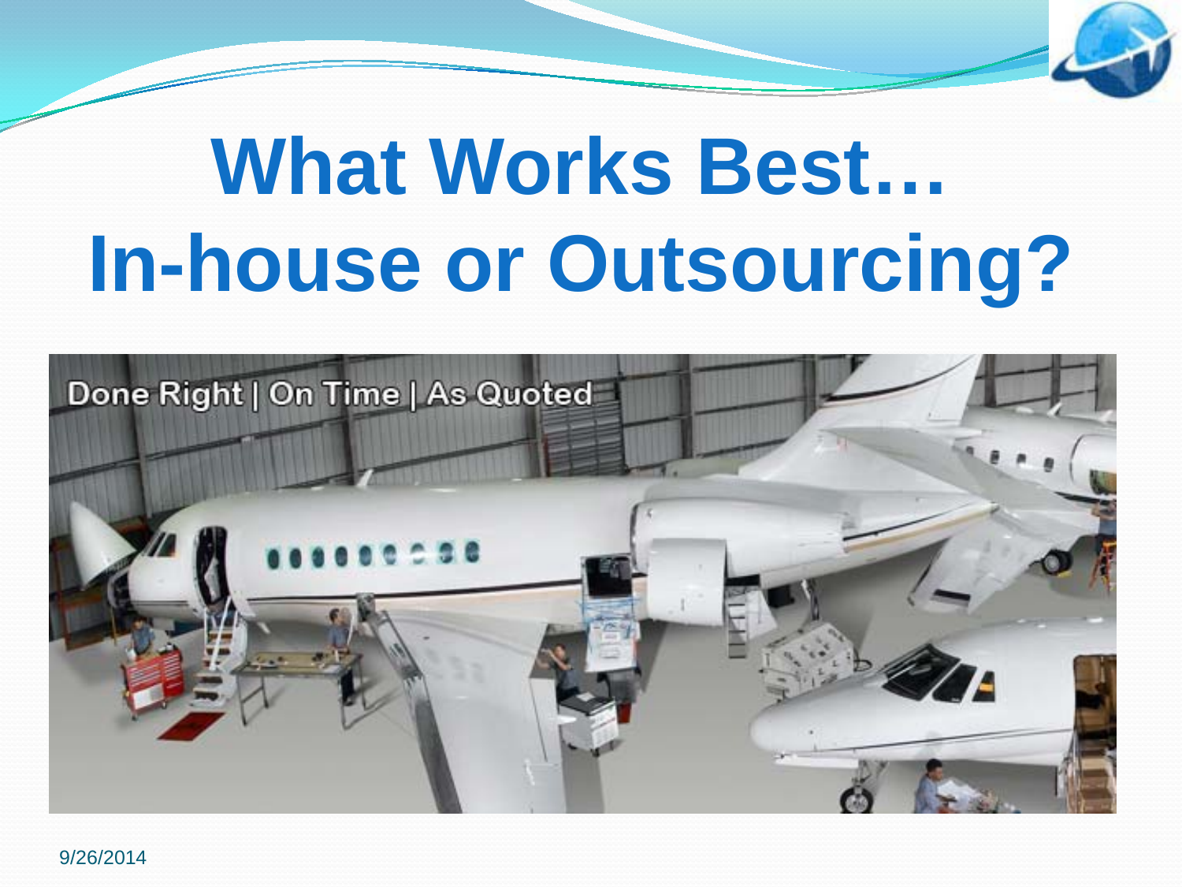# What Works Best… In-house or Outsourcing?

Done Right | On Time | As Quoted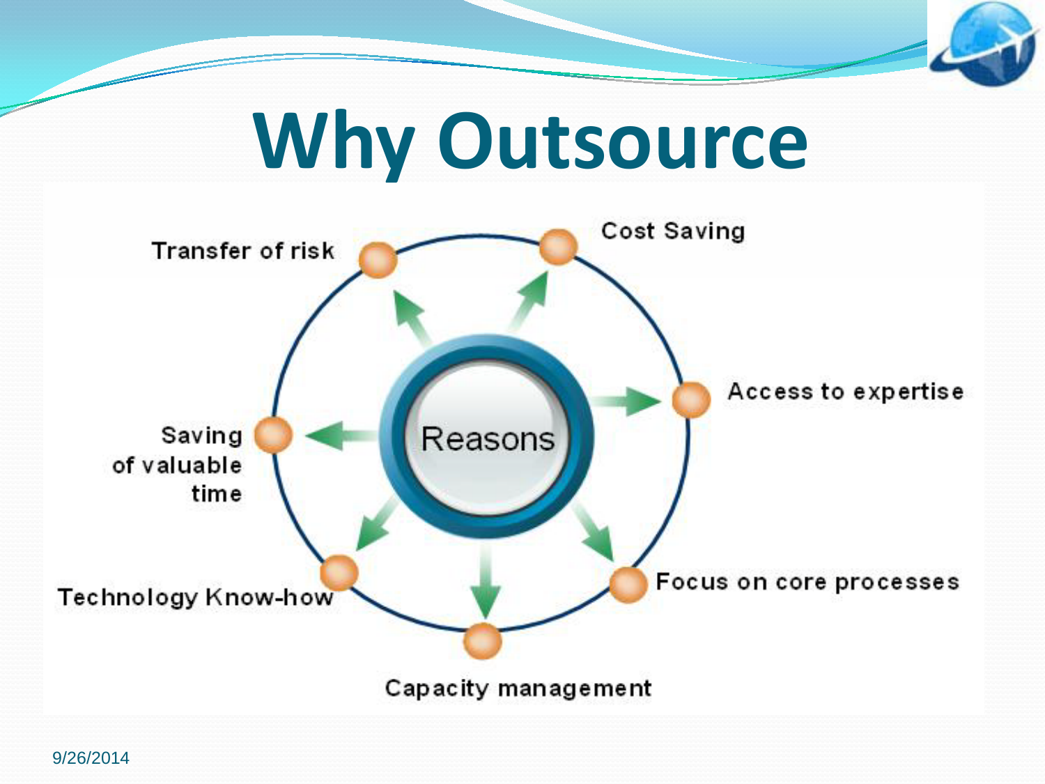# Why Outsource

Reasons

- Transfer of risk
- Cost Saving
- Access to expertise
- Focus on core processes
- Capacity management
- Technology Know-how
- Saving of valuable time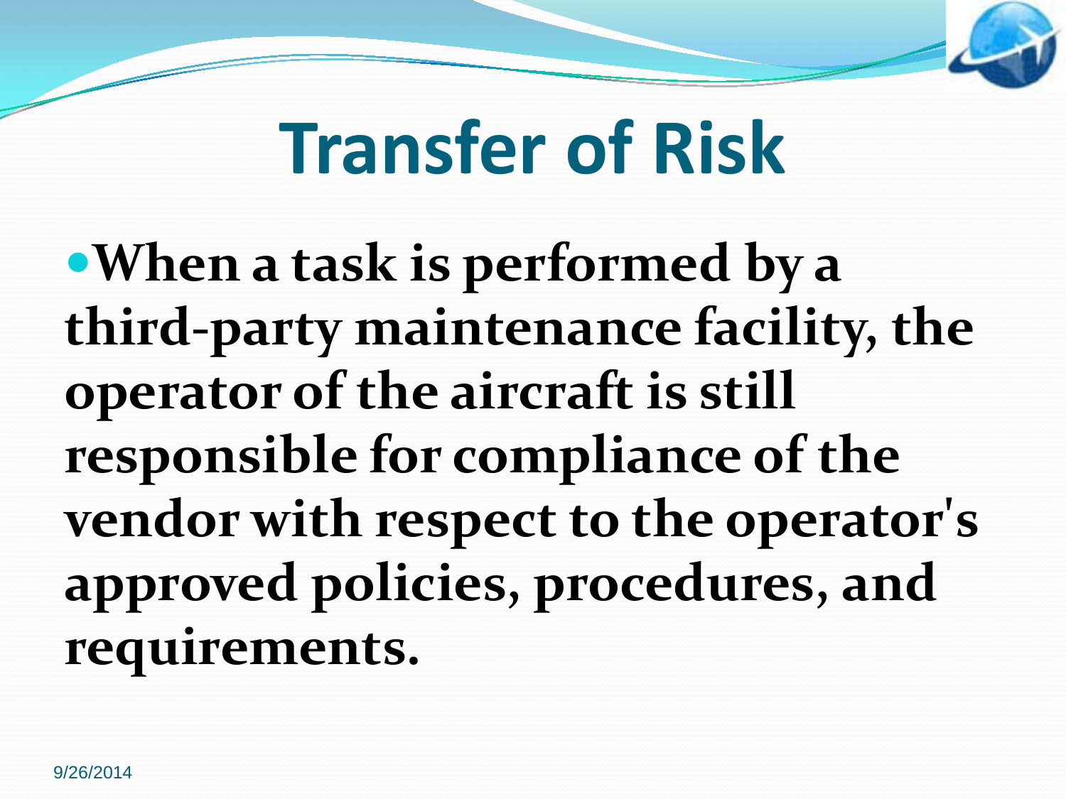# Transfer of Risk

- **When a task is performed by a third-party maintenance facility, the operator of the aircraft is still responsible for compliance of the vendor with respect to the operator's approved policies, procedures, and requirements.**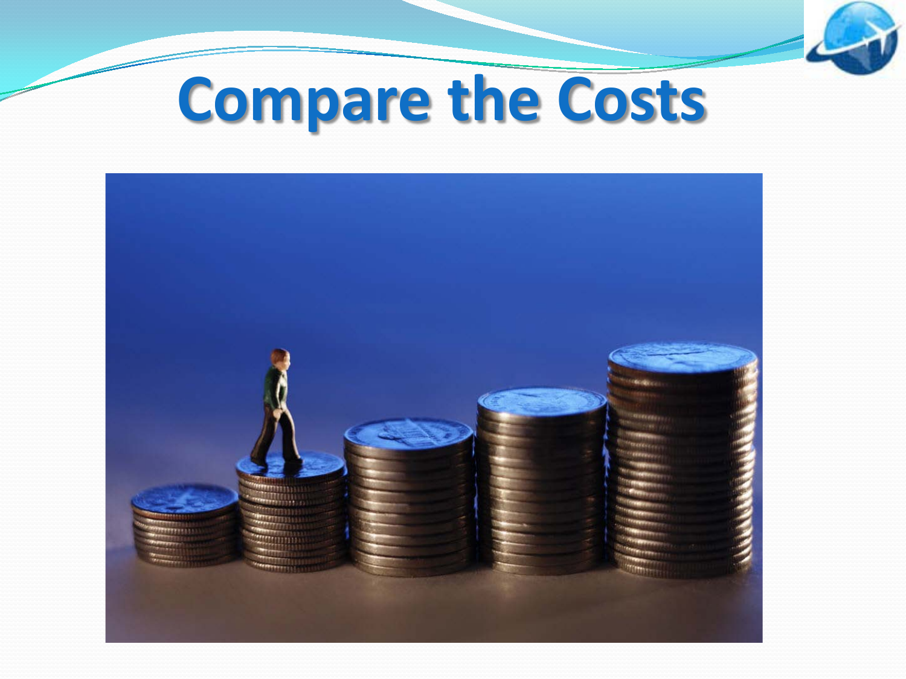# Compare the Costs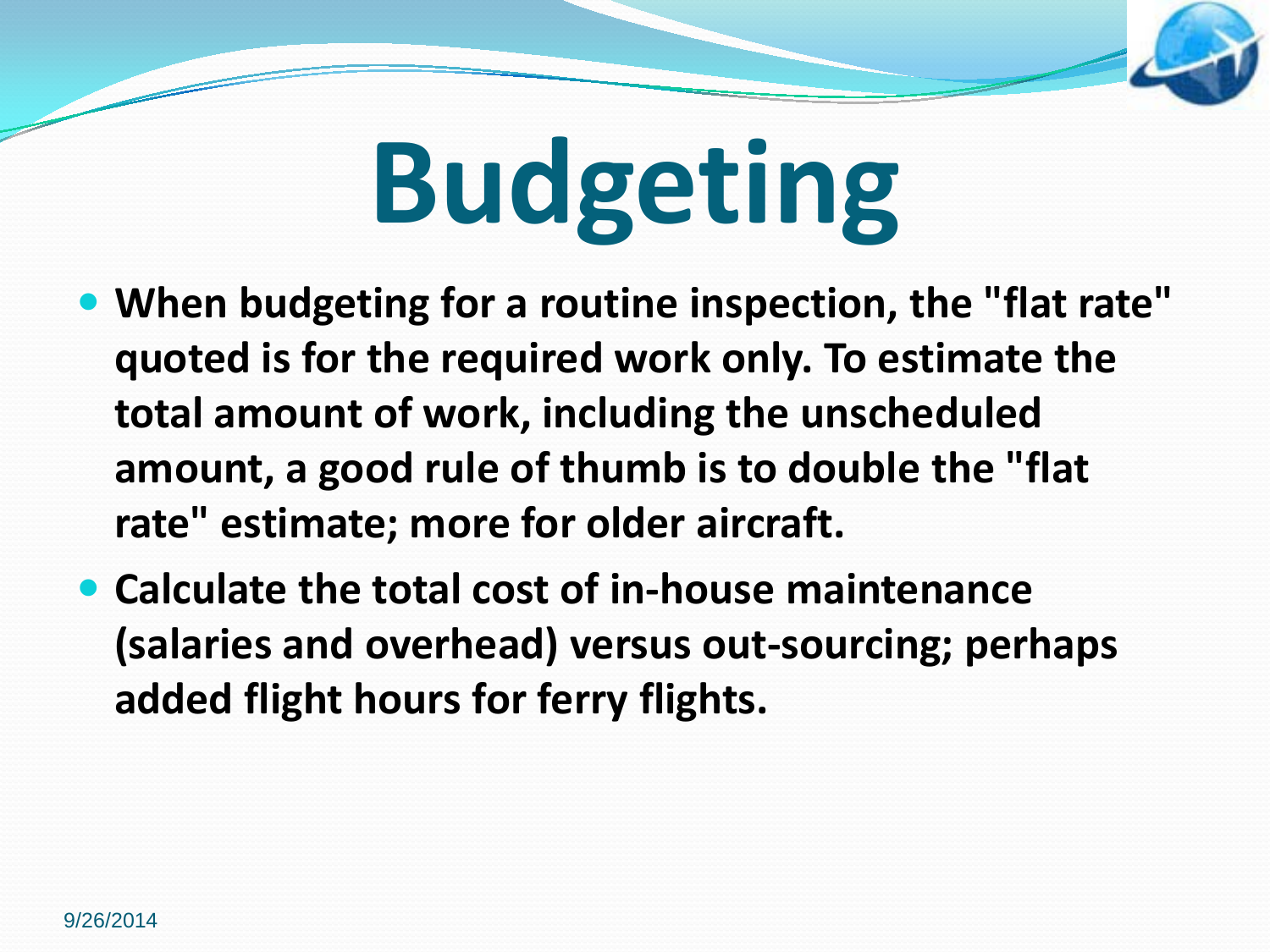# Budgeting

- **When budgeting for a routine inspection, the "flat rate" quoted is for the required work only. To estimate the total amount of work, including the unscheduled amount, a good rule of thumb is to double the "flat rate" estimate; more for older aircraft.**
- **Calculate the total cost of in-house maintenance (salaries and overhead) versus out-sourcing; perhaps added flight hours for ferry flights.**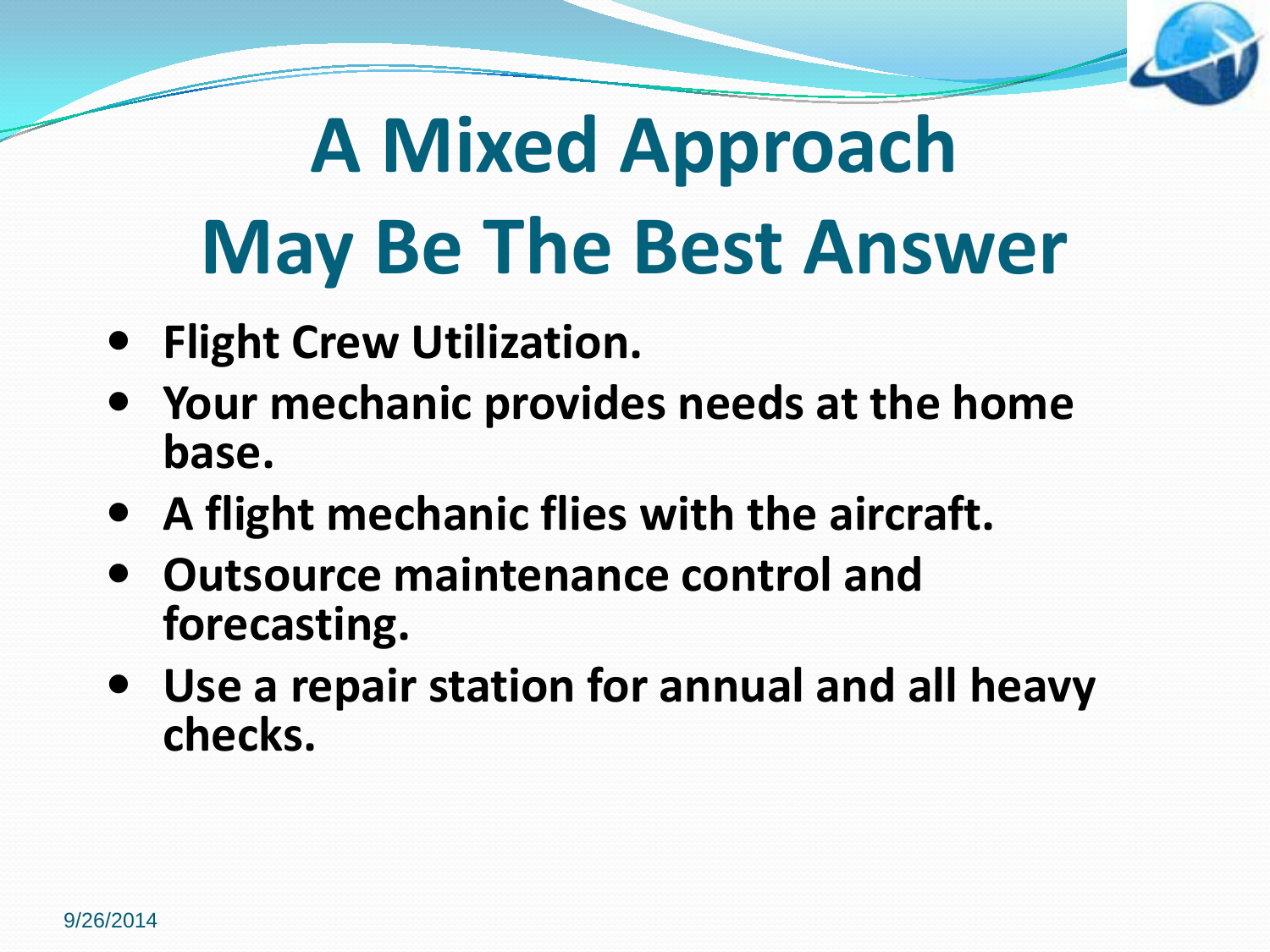# A Mixed Approach May Be The Best Answer

- Flight Crew Utilization.
- Your mechanic provides needs at the home base.
- A flight mechanic flies with the aircraft.
- Outsource maintenance control and forecasting.
- Use a repair station for annual and all heavy checks.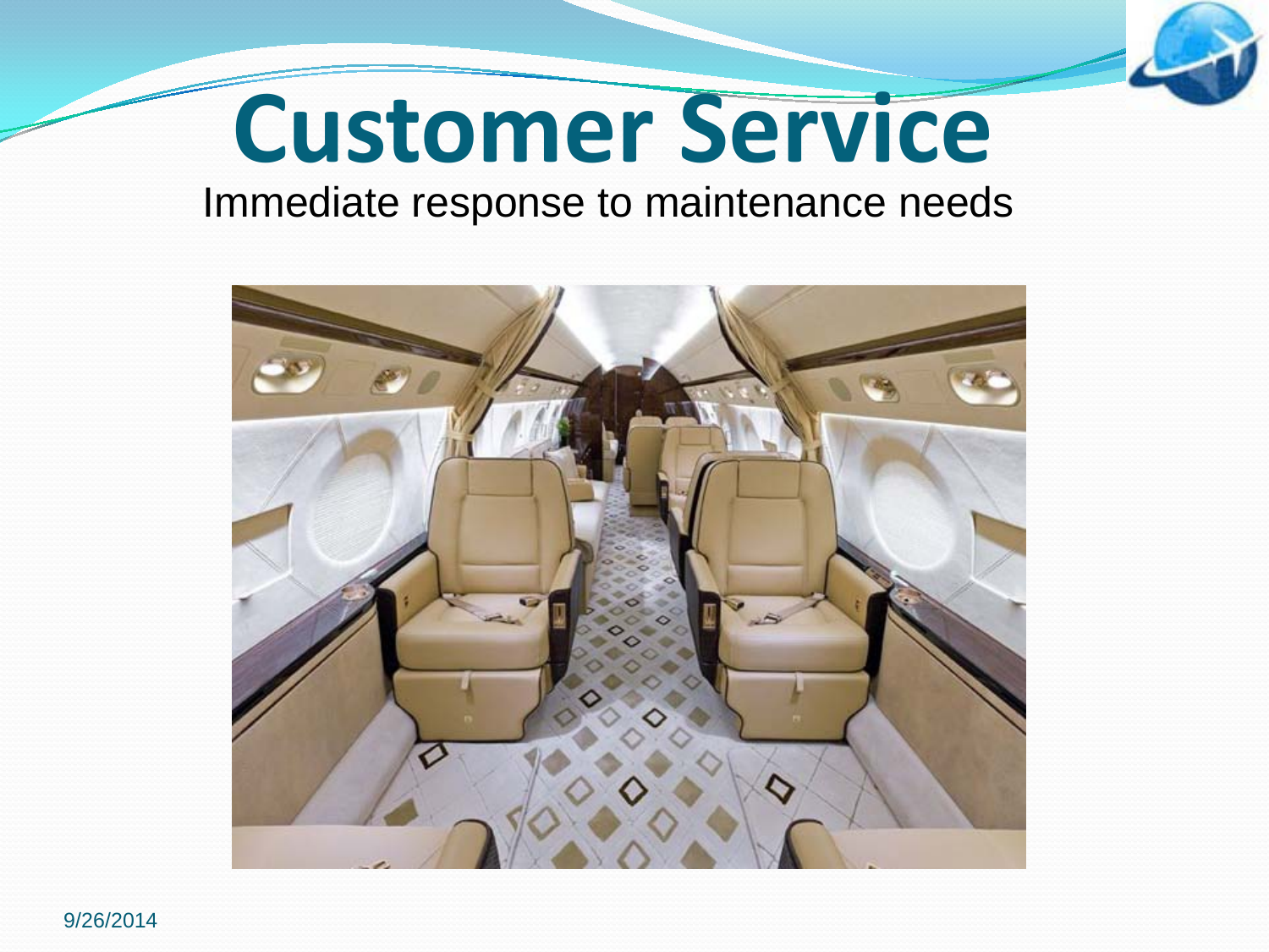# Customer Service

Immediate response to maintenance needs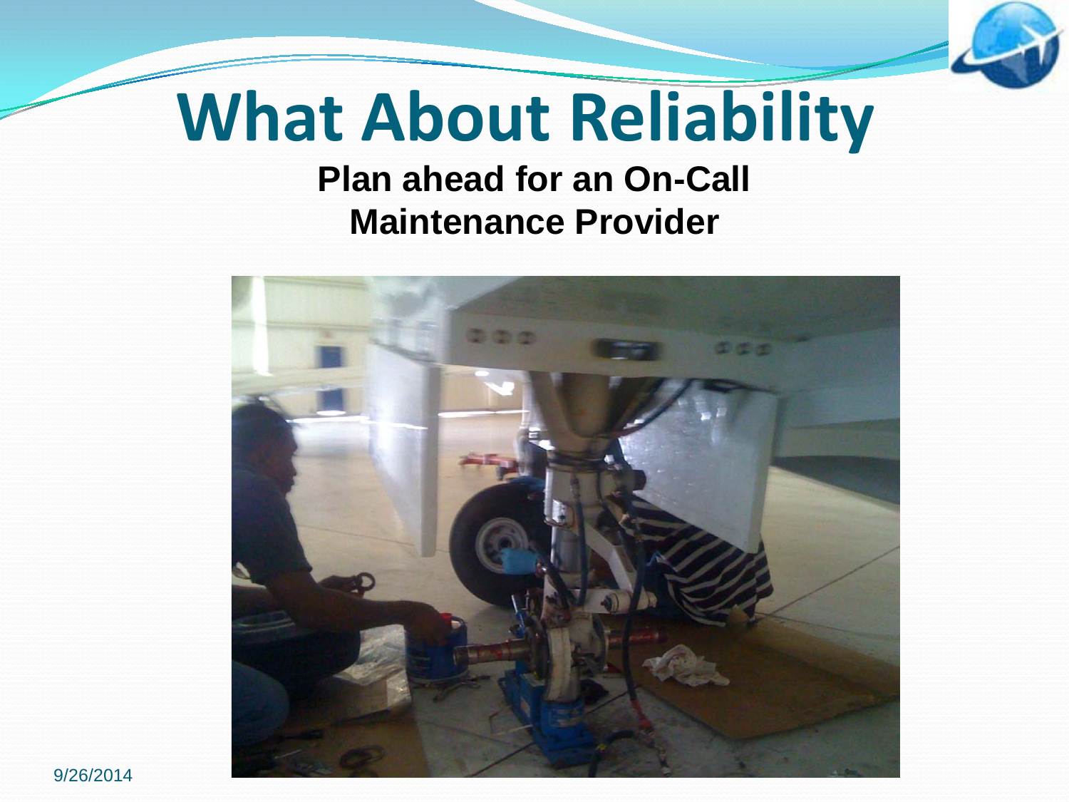# What About Reliability

**Plan ahead for an On-Call Maintenance Provider**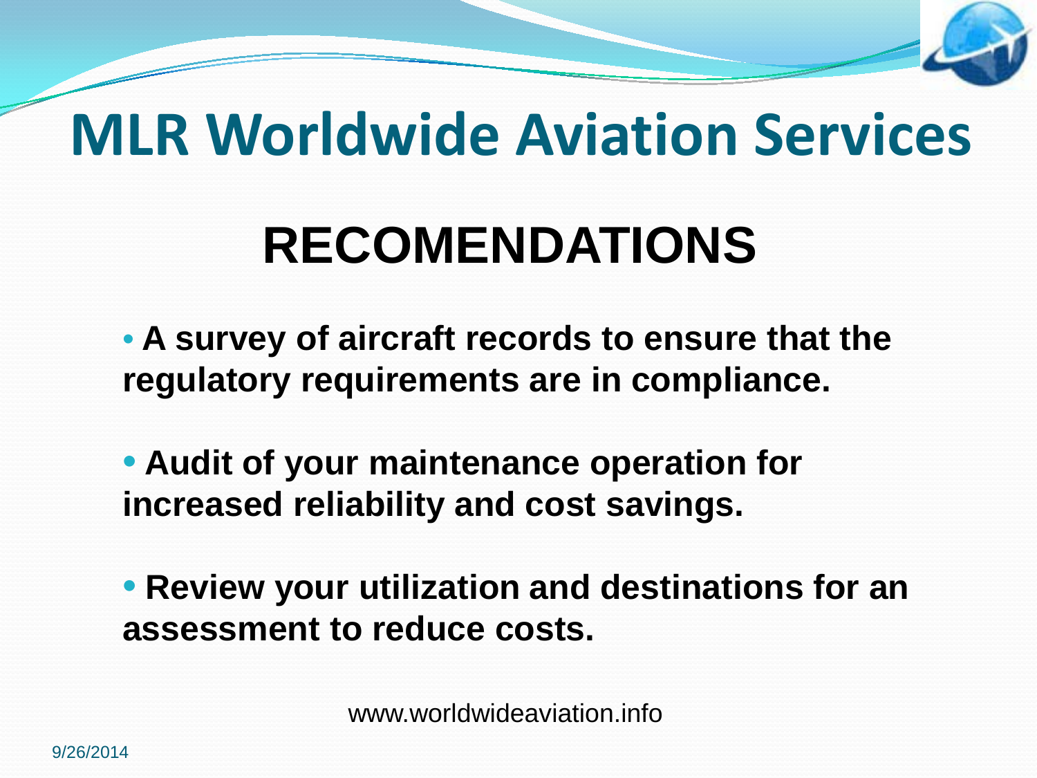# MLR Worldwide Aviation Services

## RECOMENDATIONS

- **A survey of aircraft records to ensure that the regulatory requirements are in compliance.**
- **Audit of your maintenance operation for increased reliability and cost savings.**
- **Review your utilization and destinations for an assessment to reduce costs.**

www.worldwideaviation.info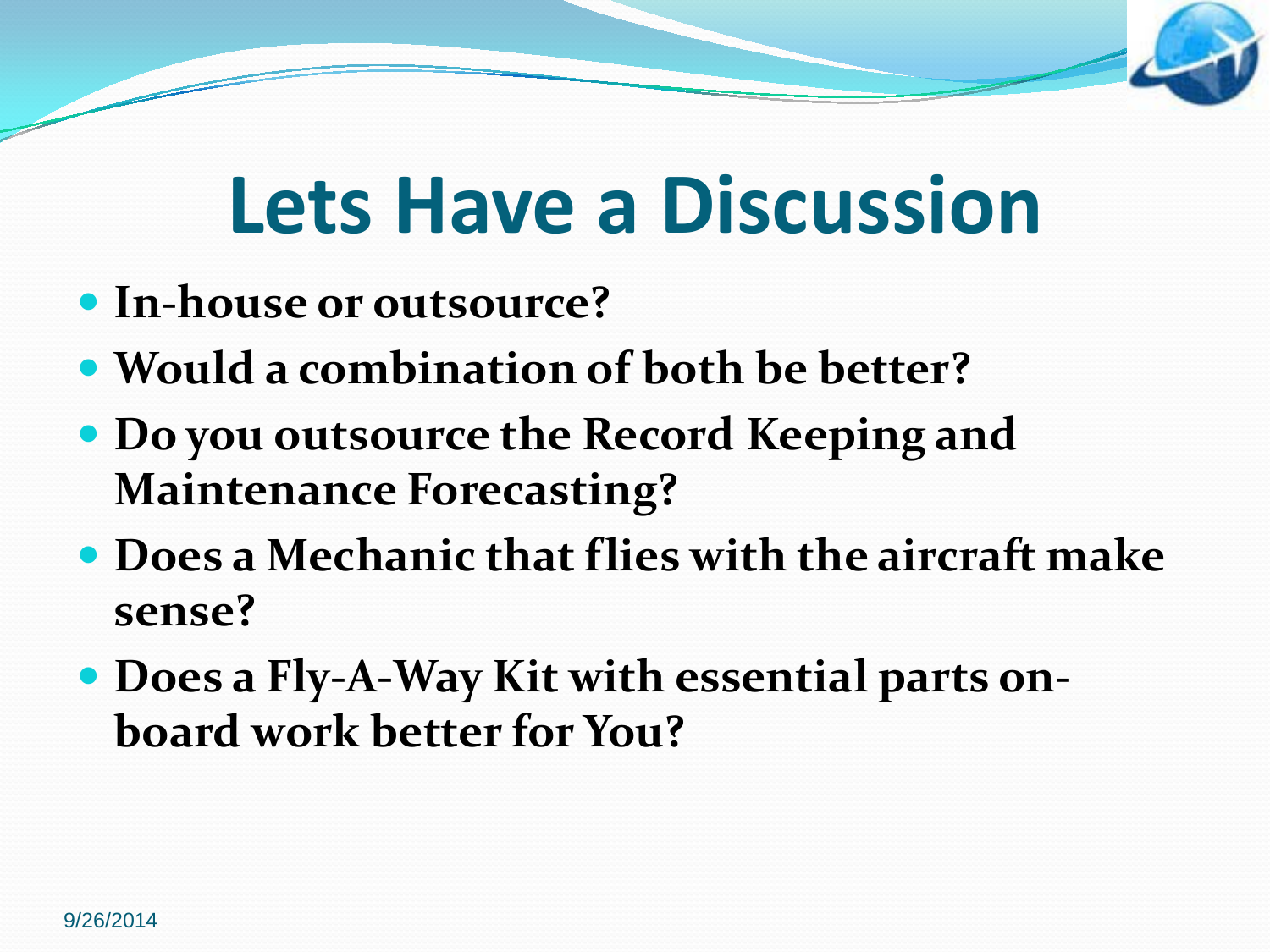# Lets Have a Discussion

- **In-house or outsource?**
- **Would a combination of both be better?**
- **Do you outsource the Record Keeping and Maintenance Forecasting?**
- **Does a Mechanic that flies with the aircraft make sense?**
- **Does a Fly-A-Way Kit with essential parts on-board work better for You?**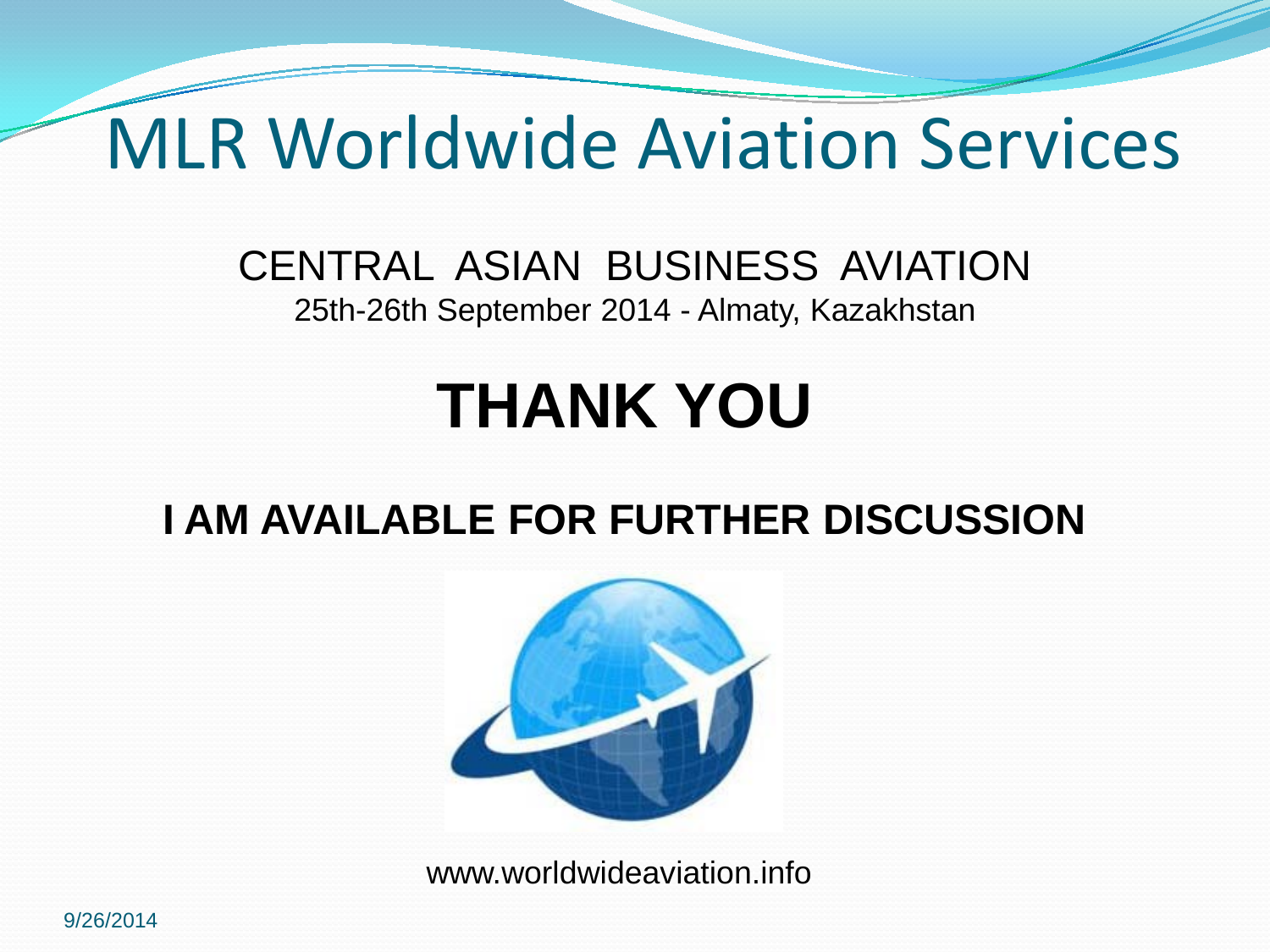# MLR Worldwide Aviation Services

CENTRAL ASIAN BUSINESS AVIATION

25th-26th September 2014 - Almaty, Kazakhstan

## THANK YOU

**I AM AVAILABLE FOR FURTHER DISCUSSION**

www.worldwideaviation.info